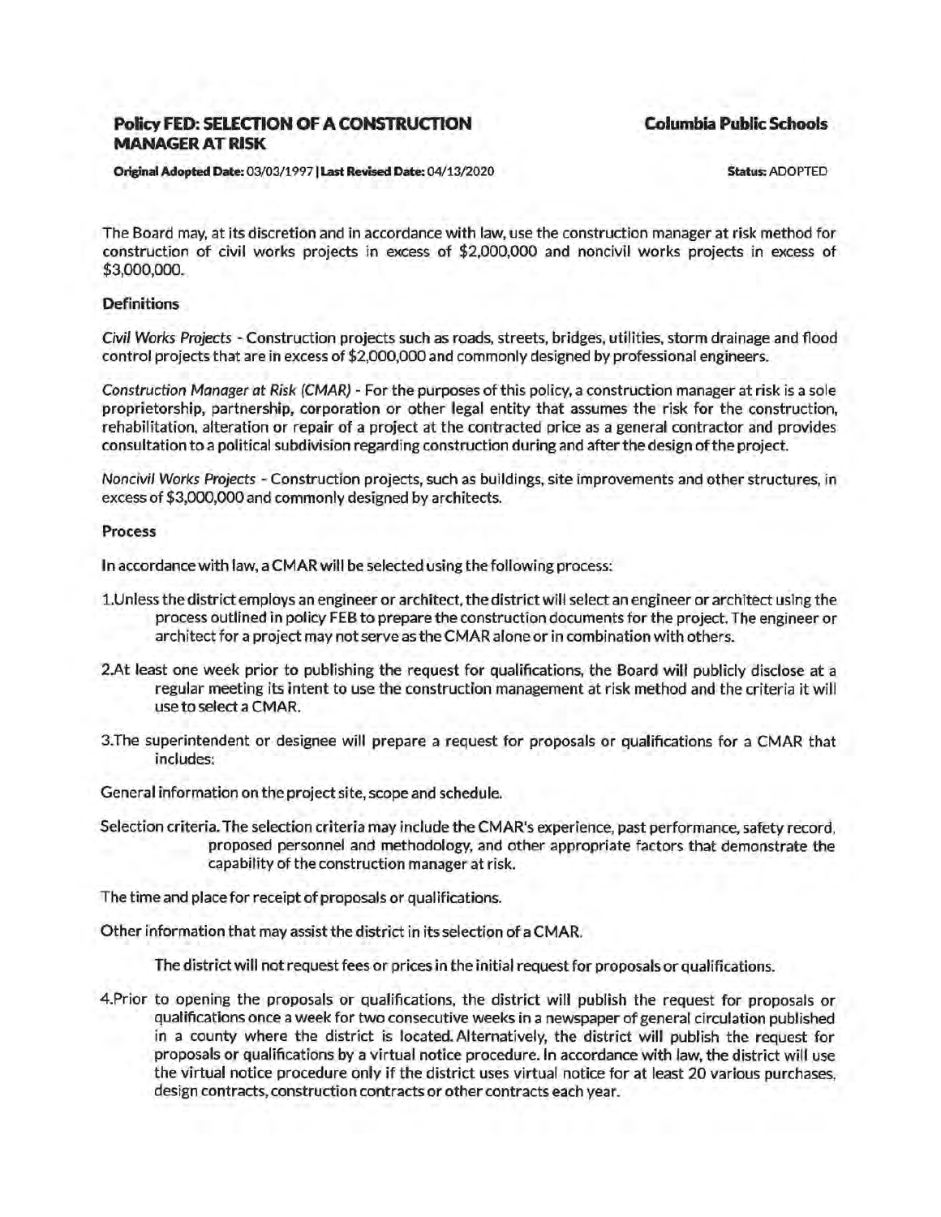# Policy FED: SELECTION OF A CONSTRUCTION MANAGER AT RISK

**Columbia Public Schools**

**Original Adopted Date:** 03/03/1997 | **Last Revised Date:** 04/13/2020

**Status:** ADOPTED

The Board may, at its discretion and in accordance with law, use the construction manager at risk method for construction of civil works projects in excess of $2,000,000 and noncivil works projects in excess of $3,000,000.

### Definitions

*Civil Works Projects* - Construction projects such as roads, streets, bridges, utilities, storm drainage and flood control projects that are in excess of $2,000,000 and commonly designed by professional engineers.

*Construction Manager at Risk (CMAR)* - For the purposes of this policy, a construction manager at risk is a sole proprietorship, partnership, corporation or other legal entity that assumes the risk for the construction, rehabilitation, alteration or repair of a project at the contracted price as a general contractor and provides consultation to a political subdivision regarding construction during and after the design of the project.

*Noncivil Works Projects* - Construction projects, such as buildings, site improvements and other structures, in excess of $3,000,000 and commonly designed by architects.

### Process

In accordance with law, a CMAR will be selected using the following process:

1. Unless the district employs an engineer or architect, the district will select an engineer or architect using the process outlined in policy FEB to prepare the construction documents for the project. The engineer or architect for a project may not serve as the CMAR alone or in combination with others.

2. At least one week prior to publishing the request for qualifications, the Board will publicly disclose at a regular meeting its intent to use the construction management at risk method and the criteria it will use to select a CMAR.

3. The superintendent or designee will prepare a request for proposals or qualifications for a CMAR that includes:

General information on the project site, scope and schedule.

Selection criteria. The selection criteria may include the CMAR's experience, past performance, safety record, proposed personnel and methodology, and other appropriate factors that demonstrate the capability of the construction manager at risk.

The time and place for receipt of proposals or qualifications.

Other information that may assist the district in its selection of a CMAR.

The district will not request fees or prices in the initial request for proposals or qualifications.

4. Prior to opening the proposals or qualifications, the district will publish the request for proposals or qualifications once a week for two consecutive weeks in a newspaper of general circulation published in a county where the district is located. Alternatively, the district will publish the request for proposals or qualifications by a virtual notice procedure. In accordance with law, the district will use the virtual notice procedure only if the district uses virtual notice for at least 20 various purchases, design contracts, construction contracts or other contracts each year.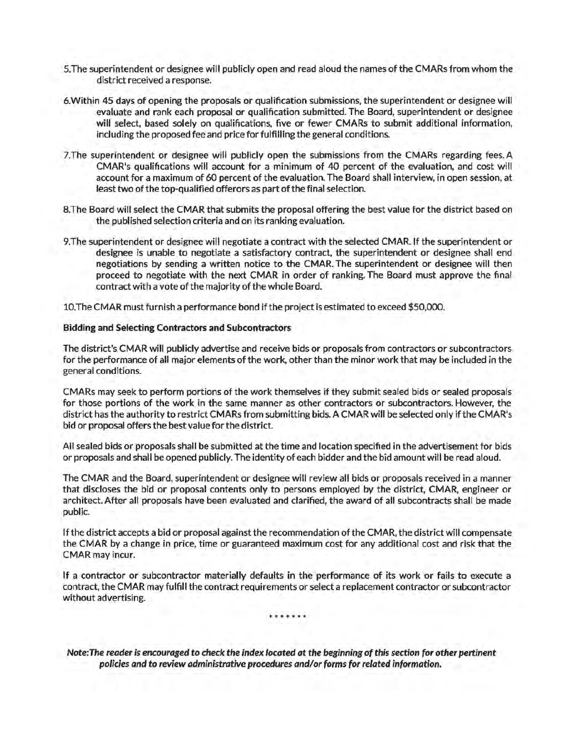5. The superintendent or designee will publicly open and read aloud the names of the CMARs from whom the district received a response.

6. Within 45 days of opening the proposals or qualification submissions, the superintendent or designee will evaluate and rank each proposal or qualification submitted. The Board, superintendent or designee will select, based solely on qualifications, five or fewer CMARs to submit additional information, including the proposed fee and price for fulfilling the general conditions.

7. The superintendent or designee will publicly open the submissions from the CMARs regarding fees. A CMAR's qualifications will account for a minimum of 40 percent of the evaluation, and cost will account for a maximum of 60 percent of the evaluation. The Board shall interview, in open session, at least two of the top-qualified offerors as part of the final selection.

8. The Board will select the CMAR that submits the proposal offering the best value for the district based on the published selection criteria and on its ranking evaluation.

9. The superintendent or designee will negotiate a contract with the selected CMAR. If the superintendent or designee is unable to negotiate a satisfactory contract, the superintendent or designee shall end negotiations by sending a written notice to the CMAR. The superintendent or designee will then proceed to negotiate with the next CMAR in order of ranking. The Board must approve the final contract with a vote of the majority of the whole Board.

10. The CMAR must furnish a performance bond if the project is estimated to exceed $50,000.

**Bidding and Selecting Contractors and Subcontractors**

The district's CMAR will publicly advertise and receive bids or proposals from contractors or subcontractors for the performance of all major elements of the work, other than the minor work that may be included in the general conditions.

CMARs may seek to perform portions of the work themselves if they submit sealed bids or sealed proposals for those portions of the work in the same manner as other contractors or subcontractors. However, the district has the authority to restrict CMARs from submitting bids. A CMAR will be selected only if the CMAR's bid or proposal offers the best value for the district.

All sealed bids or proposals shall be submitted at the time and location specified in the advertisement for bids or proposals and shall be opened publicly. The identity of each bidder and the bid amount will be read aloud.

The CMAR and the Board, superintendent or designee will review all bids or proposals received in a manner that discloses the bid or proposal contents only to persons employed by the district, CMAR, engineer or architect. After all proposals have been evaluated and clarified, the award of all subcontracts shall be made public.

If the district accepts a bid or proposal against the recommendation of the CMAR, the district will compensate the CMAR by a change in price, time or guaranteed maximum cost for any additional cost and risk that the CMAR may incur.

If a contractor or subcontractor materially defaults in the performance of its work or fails to execute a contract, the CMAR may fulfill the contract requirements or select a replacement contractor or subcontractor without advertising.

\* \* \* \* \* \* \*

***Note: The reader is encouraged to check the index located at the beginning of this section for other pertinent policies and to review administrative procedures and/or forms for related information.***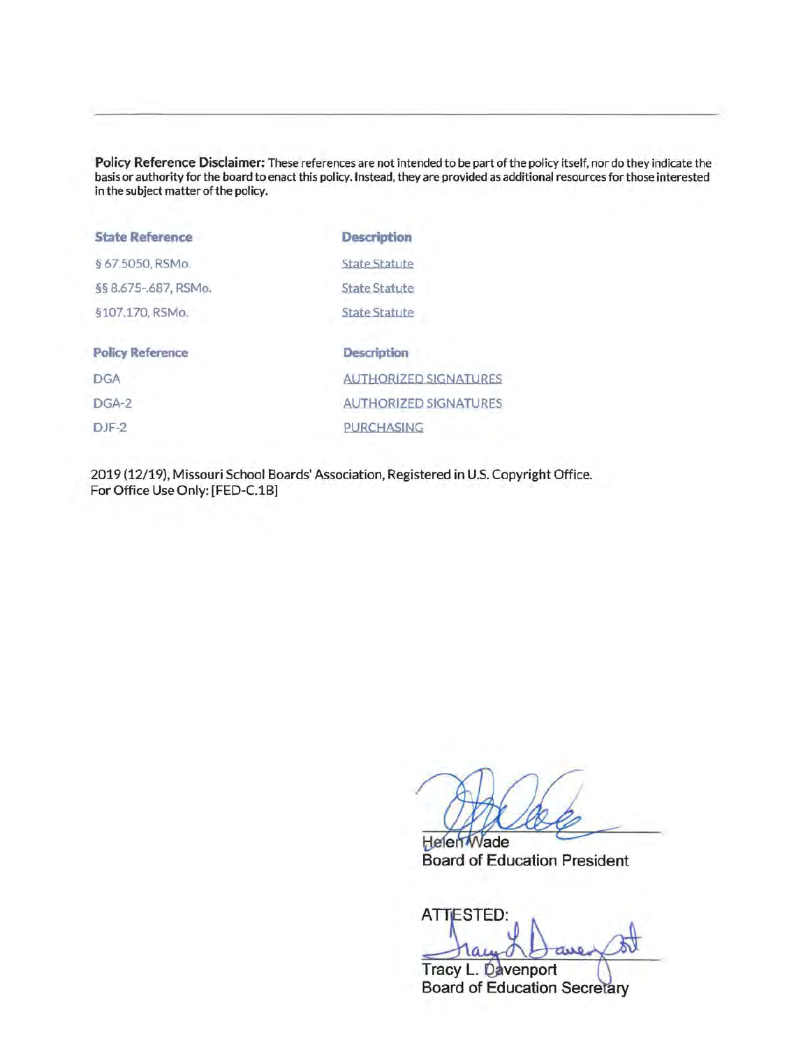---

**Policy Reference Disclaimer:** These references are not intended to be part of the policy itself, nor do they indicate the basis or authority for the board to enact this policy. Instead, they are provided as additional resources for those interested in the subject matter of the policy.

| State Reference | Description |
|---|---|
| § 67.5050, RSMo. | State Statute |
| §§ 8.675-.687, RSMo. | State Statute |
| §107.170, RSMo. | State Statute |

| Policy Reference | Description |
|---|---|
| DGA | AUTHORIZED SIGNATURES |
| DGA-2 | AUTHORIZED SIGNATURES |
| DJF-2 | PURCHASING |

2019 (12/19), Missouri School Boards' Association, Registered in U.S. Copyright Office.
For Office Use Only: [FED-C.1B]

Helen Wade
Board of Education President

ATTESTED:

Tracy L. Davenport
Board of Education Secretary